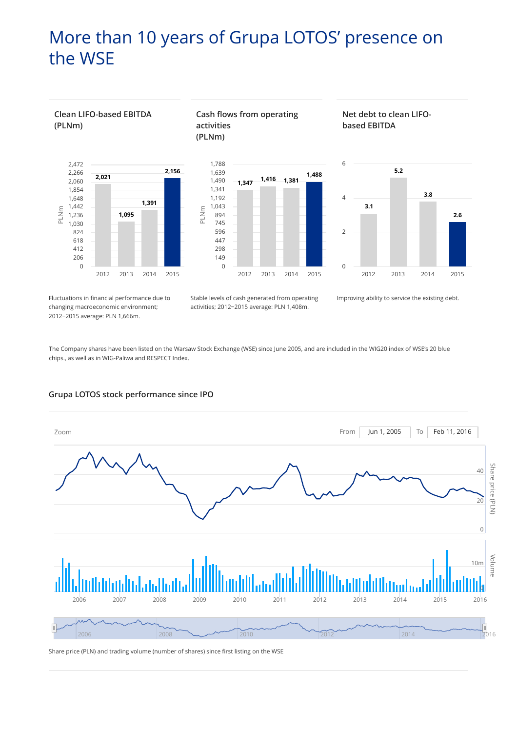# More than 10 years of Grupa LOTOS' presence on the WSE

### Clean LIFO-based EBITDA (PLNm)

| Year | PLNm |
| --- | --- |
| 2012 | 2,021 |
| 2013 | 1,095 |
| 2014 | 1,391 |
| 2015 | 2,156 |

Fluctuations in financial performance due to changing macroeconomic environment; 2012–2015 average: PLN 1,666m.

### Cash flows from operating activities (PLNm)

| Year | PLNm |
| --- | --- |
| 2012 | 1,347 |
| 2013 | 1,416 |
| 2014 | 1,381 |
| 2015 | 1,488 |

Stable levels of cash generated from operating activities; 2012–2015 average: PLN 1,408m.

### Net debt to clean LIFO-based EBITDA

| Year | Ratio |
| --- | --- |
| 2012 | 3.1 |
| 2013 | 5.2 |
| 2014 | 3.8 |
| 2015 | 2.6 |

Improving ability to service the existing debt.

The Company shares have been listed on the Warsaw Stock Exchange (WSE) since June 2005, and are included in the WIG20 index of WSE's 20 blue chips., as well as in WIG-Paliwa and RESPECT Index.

### Grupa LOTOS stock performance since IPO

Zoom — From Jun 1, 2005 To Feb 11, 2016

Share price (PLN) and trading volume (number of shares) since first listing on the WSE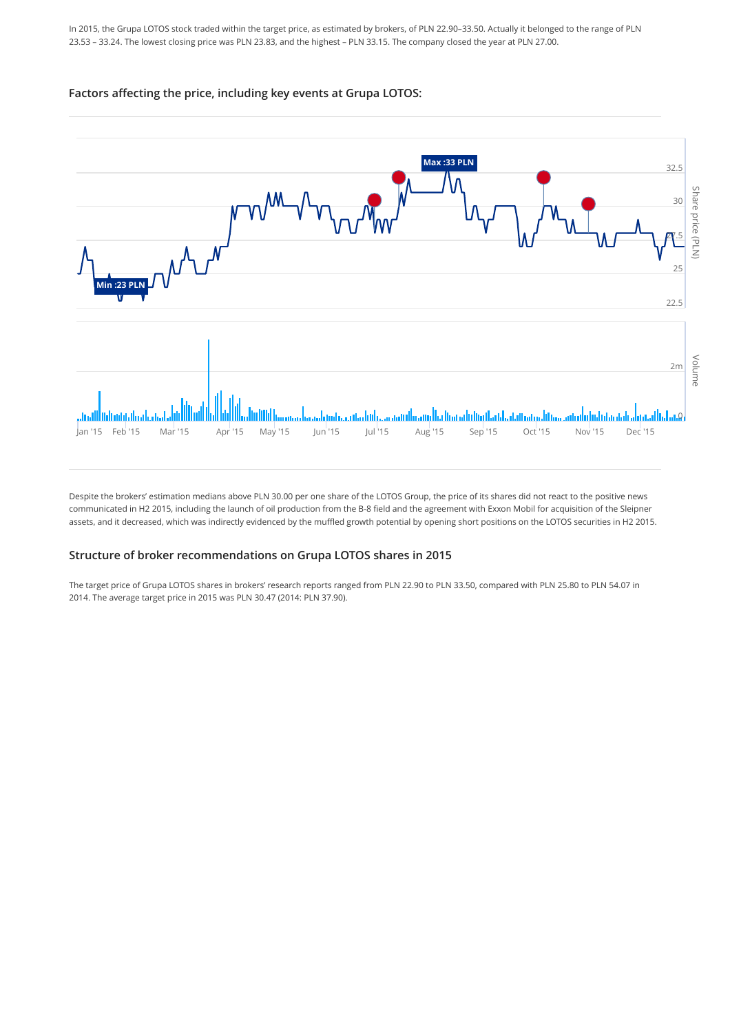In 2015, the Grupa LOTOS stock traded within the target price, as estimated by brokers, of PLN 22.90–33.50. Actually it belonged to the range of PLN 23.53 – 33.24. The lowest closing price was PLN 23.83, and the highest – PLN 33.15. The company closed the year at PLN 27.00.

## Factors affecting the price, including key events at Grupa LOTOS:

Despite the brokers' estimation medians above PLN 30.00 per one share of the LOTOS Group, the price of its shares did not react to the positive news communicated in H2 2015, including the launch of oil production from the B-8 field and the agreement with Exxon Mobil for acquisition of the Sleipner assets, and it decreased, which was indirectly evidenced by the muffled growth potential by opening short positions on the LOTOS securities in H2 2015.

## Structure of broker recommendations on Grupa LOTOS shares in 2015

The target price of Grupa LOTOS shares in brokers' research reports ranged from PLN 22.90 to PLN 33.50, compared with PLN 25.80 to PLN 54.07 in 2014. The average target price in 2015 was PLN 30.47 (2014: PLN 37.90).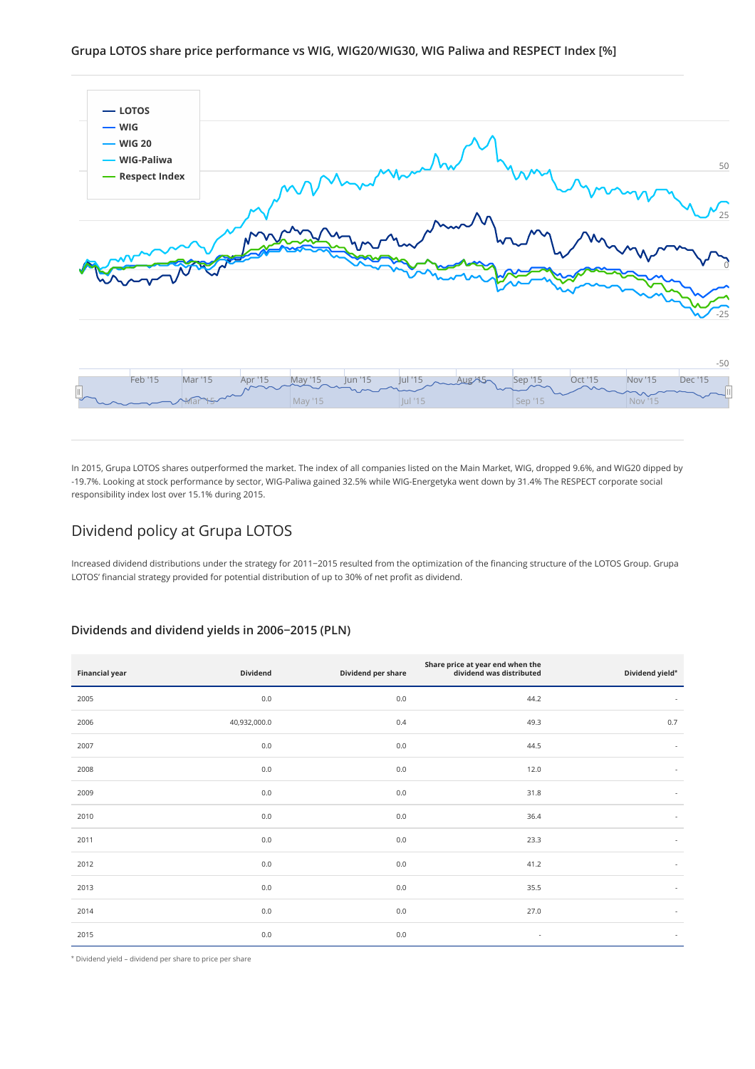### Grupa LOTOS share price performance vs WIG, WIG20/WIG30, WIG Paliwa and RESPECT Index [%]

In 2015, Grupa LOTOS shares outperformed the market. The index of all companies listed on the Main Market, WIG, dropped 9.6%, and WIG20 dipped by -19.7%. Looking at stock performance by sector, WIG-Paliwa gained 32.5% while WIG-Energetyka went down by 31.4% The RESPECT corporate social responsibility index lost over 15.1% during 2015.

## Dividend policy at Grupa LOTOS

Increased dividend distributions under the strategy for 2011–2015 resulted from the optimization of the financing structure of the LOTOS Group. Grupa LOTOS' financial strategy provided for potential distribution of up to 30% of net profit as dividend.

### Dividends and dividend yields in 2006–2015 (PLN)

| Financial year | Dividend | Dividend per share | Share price at year end when the dividend was distributed | Dividend yield* |
|---|---|---|---|---|
| 2005 | 0.0 | 0.0 | 44.2 | - |
| 2006 | 40,932,000.0 | 0.4 | 49.3 | 0.7 |
| 2007 | 0.0 | 0.0 | 44.5 | - |
| 2008 | 0.0 | 0.0 | 12.0 | - |
| 2009 | 0.0 | 0.0 | 31.8 | - |
| 2010 | 0.0 | 0.0 | 36.4 | - |
| 2011 | 0.0 | 0.0 | 23.3 | - |
| 2012 | 0.0 | 0.0 | 41.2 | - |
| 2013 | 0.0 | 0.0 | 35.5 | - |
| 2014 | 0.0 | 0.0 | 27.0 | - |
| 2015 | 0.0 | 0.0 | - | - |

* Dividend yield – dividend per share to price per share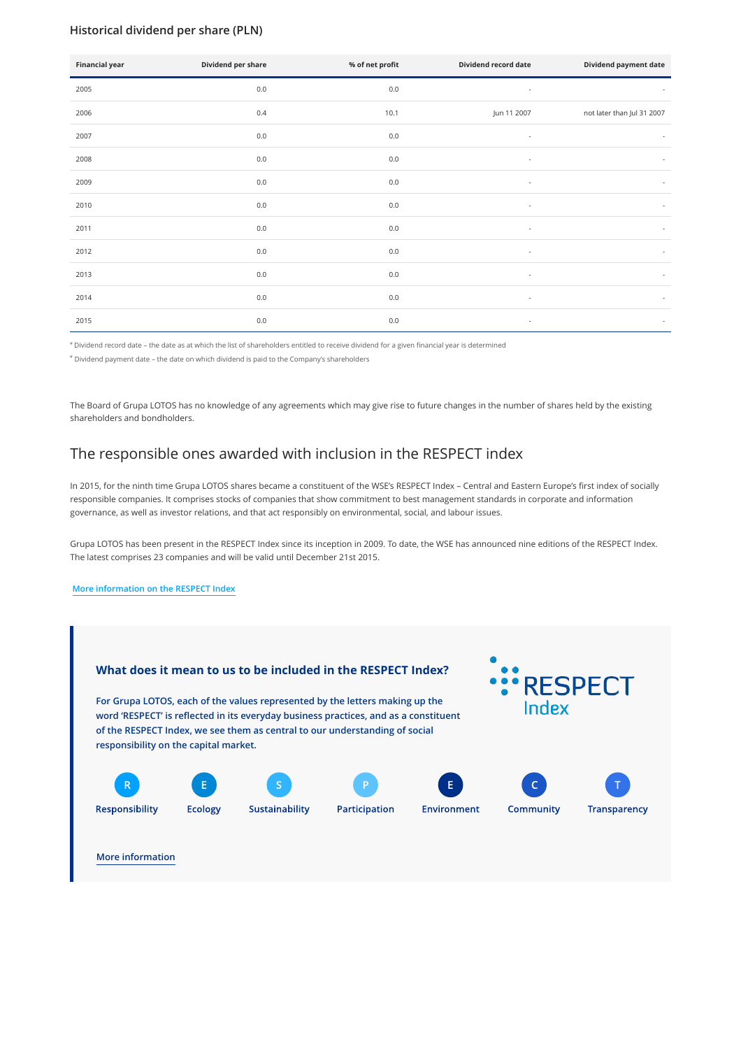### Historical dividend per share (PLN)

| Financial year | Dividend per share | % of net profit | Dividend record date | Dividend payment date |
|---|---|---|---|---|
| 2005 | 0.0 | 0.0 | - | - |
| 2006 | 0.4 | 10.1 | Jun 11 2007 | not later than Jul 31 2007 |
| 2007 | 0.0 | 0.0 | - | - |
| 2008 | 0.0 | 0.0 | - | - |
| 2009 | 0.0 | 0.0 | - | - |
| 2010 | 0.0 | 0.0 | - | - |
| 2011 | 0.0 | 0.0 | - | - |
| 2012 | 0.0 | 0.0 | - | - |
| 2013 | 0.0 | 0.0 | - | - |
| 2014 | 0.0 | 0.0 | - | - |
| 2015 | 0.0 | 0.0 | - | - |

* Dividend record date – the date as at which the list of shareholders entitled to receive dividend for a given financial year is determined

* Dividend payment date – the date on which dividend is paid to the Company's shareholders

The Board of Grupa LOTOS has no knowledge of any agreements which may give rise to future changes in the number of shares held by the existing shareholders and bondholders.

## The responsible ones awarded with inclusion in the RESPECT index

In 2015, for the ninth time Grupa LOTOS shares became a constituent of the WSE's RESPECT Index – Central and Eastern Europe's first index of socially responsible companies. It comprises stocks of companies that show commitment to best management standards in corporate and information governance, as well as investor relations, and that act responsibly on environmental, social, and labour issues.

Grupa LOTOS has been present in the RESPECT Index since its inception in 2009. To date, the WSE has announced nine editions of the RESPECT Index. The latest comprises 23 companies and will be valid until December 21st 2015.

More information on the RESPECT Index

### What does it mean to us to be included in the RESPECT Index?

RESPECT Index

**For Grupa LOTOS, each of the values represented by the letters making up the word 'RESPECT' is reflected in its everyday business practices, and as a constituent of the RESPECT Index, we see them as central to our understanding of social responsibility on the capital market.**

- **R** Responsibility
- **E** Ecology
- **S** Sustainability
- **P** Participation
- **E** Environment
- **C** Community
- **T** Transparency

More information